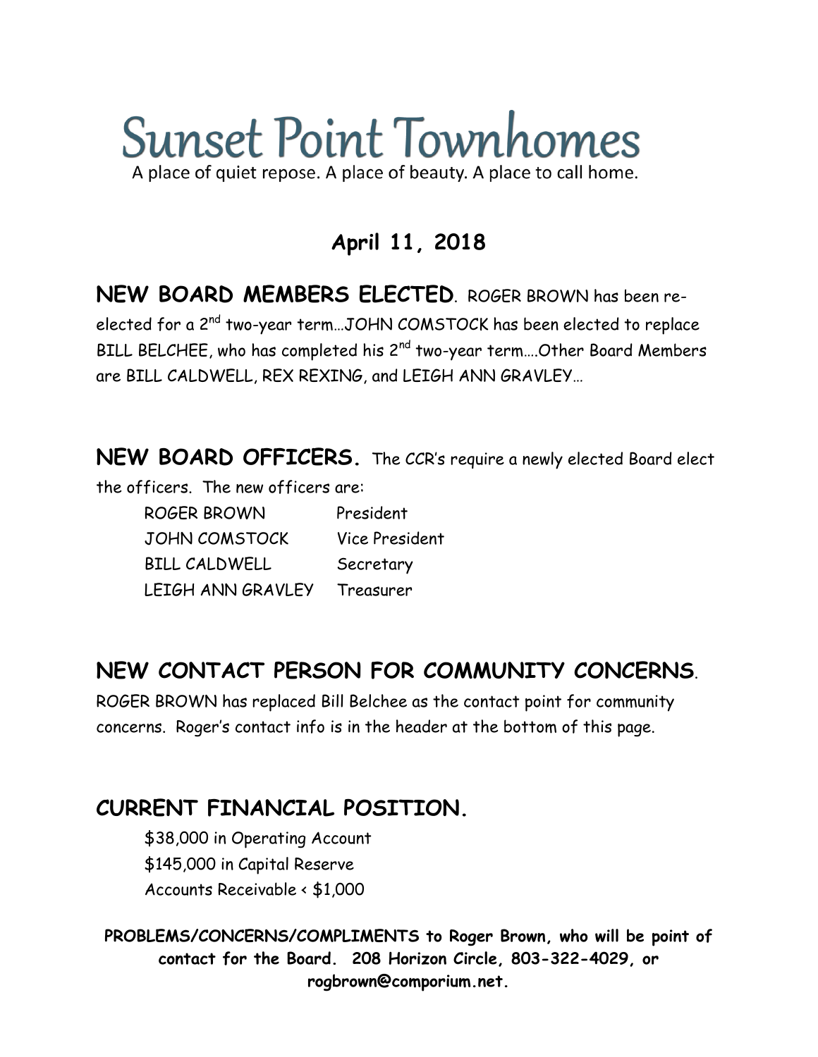# Sunset Point Townhomes

A place of quiet repose. A place of beauty. A place to call home.

**April 11, 2018**

**NEW BOARD MEMBERS ELECTED**. ROGER BROWN has been re-elected for a 2nd two-year term…JOHN COMSTOCK has been elected to replace BILL BELCHEE, who has completed his 2nd two-year term….Other Board Members are BILL CALDWELL, REX REXING, and LEIGH ANN GRAVLEY…

**NEW BOARD OFFICERS.** The CCR's require a newly elected Board elect the officers. The new officers are:

| | |
|---|---|
| ROGER BROWN | President |
| JOHN COMSTOCK | Vice President |
| BILL CALDWELL | Secretary |
| LEIGH ANN GRAVLEY | Treasurer |

## NEW CONTACT PERSON FOR COMMUNITY CONCERNS.

ROGER BROWN has replaced Bill Belchee as the contact point for community concerns. Roger's contact info is in the header at the bottom of this page.

## CURRENT FINANCIAL POSITION.

$38,000 in Operating Account
$145,000 in Capital Reserve
Accounts Receivable < $1,000

**PROBLEMS/CONCERNS/COMPLIMENTS to Roger Brown, who will be point of contact for the Board. 208 Horizon Circle, 803-322-4029, or rogbrown@comporium.net.**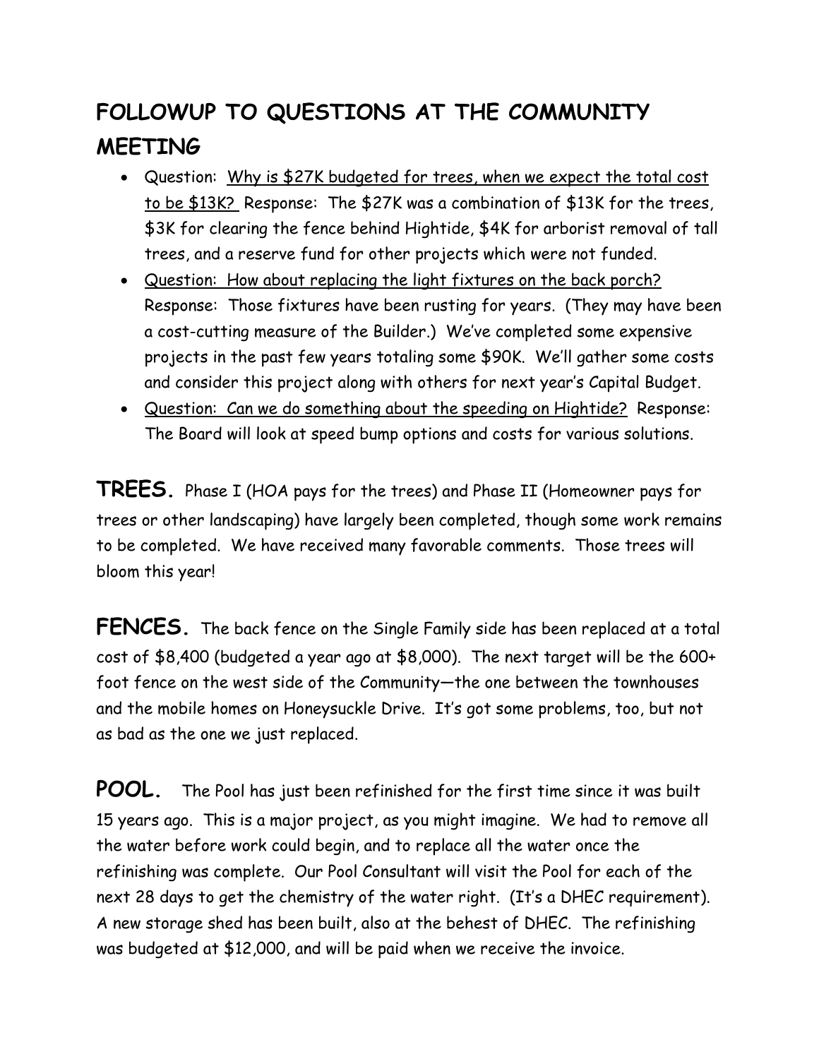## FOLLOWUP TO QUESTIONS AT THE COMMUNITY MEETING

- Question: <u>Why is $27K budgeted for trees, when we expect the total cost to be $13K?</u> Response: The $27K was a combination of $13K for the trees, $3K for clearing the fence behind Hightide, $4K for arborist removal of tall trees, and a reserve fund for other projects which were not funded.
- <u>Question: How about replacing the light fixtures on the back porch?</u> Response: Those fixtures have been rusting for years. (They may have been a cost-cutting measure of the Builder.) We've completed some expensive projects in the past few years totaling some $90K. We'll gather some costs and consider this project along with others for next year's Capital Budget.
- <u>Question: Can we do something about the speeding on Hightide?</u> Response: The Board will look at speed bump options and costs for various solutions.

**TREES.** Phase I (HOA pays for the trees) and Phase II (Homeowner pays for trees or other landscaping) have largely been completed, though some work remains to be completed. We have received many favorable comments. Those trees will bloom this year!

**FENCES.** The back fence on the Single Family side has been replaced at a total cost of $8,400 (budgeted a year ago at $8,000). The next target will be the 600+ foot fence on the west side of the Community—the one between the townhouses and the mobile homes on Honeysuckle Drive. It's got some problems, too, but not as bad as the one we just replaced.

**POOL.** The Pool has just been refinished for the first time since it was built 15 years ago. This is a major project, as you might imagine. We had to remove all the water before work could begin, and to replace all the water once the refinishing was complete. Our Pool Consultant will visit the Pool for each of the next 28 days to get the chemistry of the water right. (It's a DHEC requirement). A new storage shed has been built, also at the behest of DHEC. The refinishing was budgeted at $12,000, and will be paid when we receive the invoice.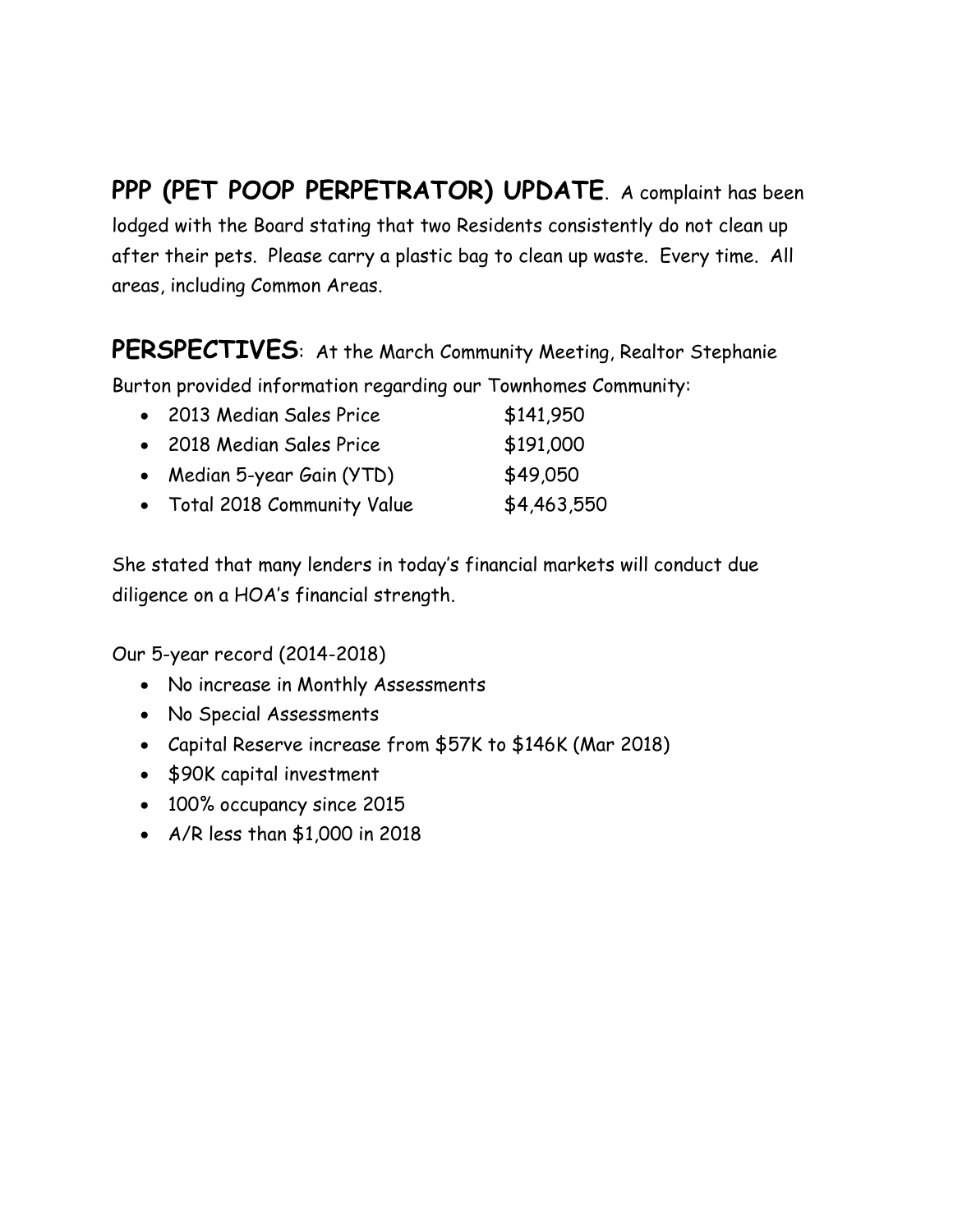**PPP (PET POOP PERPETRATOR) UPDATE**. A complaint has been lodged with the Board stating that two Residents consistently do not clean up after their pets. Please carry a plastic bag to clean up waste. Every time. All areas, including Common Areas.

**PERSPECTIVES**: At the March Community Meeting, Realtor Stephanie Burton provided information regarding our Townhomes Community:

- 2013 Median Sales Price $141,950
- 2018 Median Sales Price $191,000
- Median 5-year Gain (YTD) $49,050
- Total 2018 Community Value $4,463,550

She stated that many lenders in today's financial markets will conduct due diligence on a HOA's financial strength.

Our 5-year record (2014-2018)

- No increase in Monthly Assessments
- No Special Assessments
- Capital Reserve increase from $57K to $146K (Mar 2018)
- $90K capital investment
- 100% occupancy since 2015
- A/R less than $1,000 in 2018